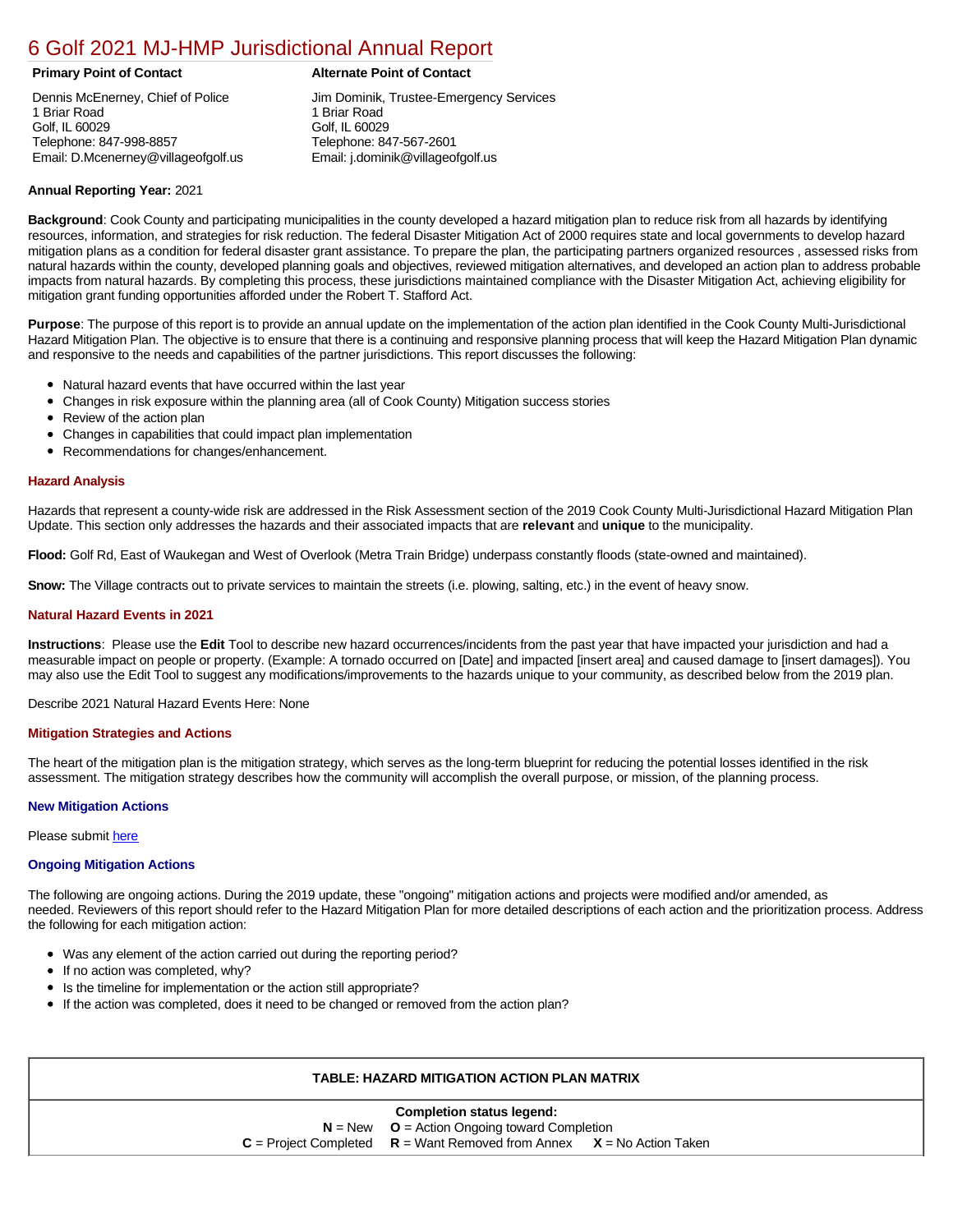# 6 Golf 2021 MJ-HMP Jurisdictional Annual Report

**Primary Point of Contact**

Dennis McEnerney, Chief of Police
1 Briar Road
Golf, IL 60029
Telephone: 847-998-8857
Email: D.Mcenerney@villageofgolf.us

**Alternate Point of Contact**

Jim Dominik, Trustee-Emergency Services
1 Briar Road
Golf, IL 60029
Telephone: 847-567-2601
Email: j.dominik@villageofgolf.us

**Annual Reporting Year:** 2021

**Background**: Cook County and participating municipalities in the county developed a hazard mitigation plan to reduce risk from all hazards by identifying resources, information, and strategies for risk reduction. The federal Disaster Mitigation Act of 2000 requires state and local governments to develop hazard mitigation plans as a condition for federal disaster grant assistance. To prepare the plan, the participating partners organized resources , assessed risks from natural hazards within the county, developed planning goals and objectives, reviewed mitigation alternatives, and developed an action plan to address probable impacts from natural hazards. By completing this process, these jurisdictions maintained compliance with the Disaster Mitigation Act, achieving eligibility for mitigation grant funding opportunities afforded under the Robert T. Stafford Act.

**Purpose**: The purpose of this report is to provide an annual update on the implementation of the action plan identified in the Cook County Multi-Jurisdictional Hazard Mitigation Plan. The objective is to ensure that there is a continuing and responsive planning process that will keep the Hazard Mitigation Plan dynamic and responsive to the needs and capabilities of the partner jurisdictions. This report discusses the following:

- Natural hazard events that have occurred within the last year
- Changes in risk exposure within the planning area (all of Cook County) Mitigation success stories
- Review of the action plan
- Changes in capabilities that could impact plan implementation
- Recommendations for changes/enhancement.

### Hazard Analysis

Hazards that represent a county-wide risk are addressed in the Risk Assessment section of the 2019 Cook County Multi-Jurisdictional Hazard Mitigation Plan Update. This section only addresses the hazards and their associated impacts that are **relevant** and **unique** to the municipality.

**Flood:** Golf Rd, East of Waukegan and West of Overlook (Metra Train Bridge) underpass constantly floods (state-owned and maintained).

**Snow:** The Village contracts out to private services to maintain the streets (i.e. plowing, salting, etc.) in the event of heavy snow.

### Natural Hazard Events in 2021

**Instructions**: Please use the **Edit** Tool to describe new hazard occurrences/incidents from the past year that have impacted your jurisdiction and had a measurable impact on people or property. (Example: A tornado occurred on [Date] and impacted [insert area] and caused damage to [insert damages]). You may also use the Edit Tool to suggest any modifications/improvements to the hazards unique to your community, as described below from the 2019 plan.

Describe 2021 Natural Hazard Events Here: None

### Mitigation Strategies and Actions

The heart of the mitigation plan is the mitigation strategy, which serves as the long-term blueprint for reducing the potential losses identified in the risk assessment. The mitigation strategy describes how the community will accomplish the overall purpose, or mission, of the planning process.

### New Mitigation Actions

Please submit here

### Ongoing Mitigation Actions

The following are ongoing actions. During the 2019 update, these "ongoing" mitigation actions and projects were modified and/or amended, as needed. Reviewers of this report should refer to the Hazard Mitigation Plan for more detailed descriptions of each action and the prioritization process. Address the following for each mitigation action:

- Was any element of the action carried out during the reporting period?
- If no action was completed, why?
- Is the timeline for implementation or the action still appropriate?
- If the action was completed, does it need to be changed or removed from the action plan?

| TABLE: HAZARD MITIGATION ACTION PLAN MATRIX |
|---|
| **Completion status legend:**<br>**N** = New **O** = Action Ongoing toward Completion<br>**C** = Project Completed **R** = Want Removed from Annex **X** = No Action Taken |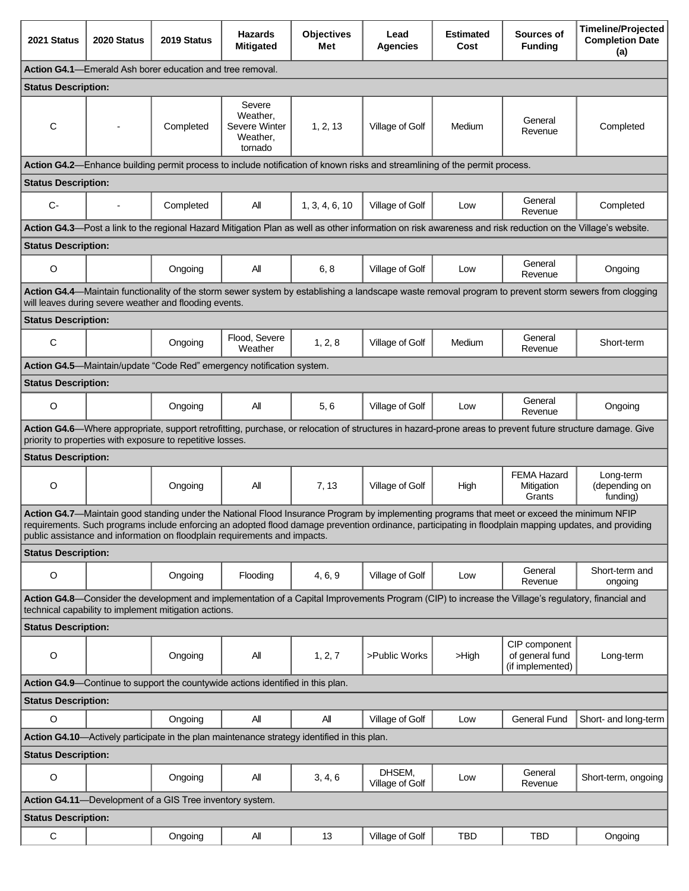| 2021 Status | 2020 Status | 2019 Status | Hazards Mitigated | Objectives Met | Lead Agencies | Estimated Cost | Sources of Funding | Timeline/Projected Completion Date (a) |
|---|---|---|---|---|---|---|---|---|
| **Action G4.1**—Emerald Ash borer education and tree removal. | | | | | | | | |
| **Status Description:** | | | | | | | | |
| C | - | Completed | Severe Weather, Severe Winter Weather, tornado | 1, 2, 13 | Village of Golf | Medium | General Revenue | Completed |
| **Action G4.2**—Enhance building permit process to include notification of known risks and streamlining of the permit process. | | | | | | | | |
| **Status Description:** | | | | | | | | |
| C- | - | Completed | All | 1, 3, 4, 6, 10 | Village of Golf | Low | General Revenue | Completed |
| **Action G4.3**—Post a link to the regional Hazard Mitigation Plan as well as other information on risk awareness and risk reduction on the Village's website. | | | | | | | | |
| **Status Description:** | | | | | | | | |
| O | | Ongoing | All | 6, 8 | Village of Golf | Low | General Revenue | Ongoing |
| **Action G4.4**—Maintain functionality of the storm sewer system by establishing a landscape waste removal program to prevent storm sewers from clogging will leaves during severe weather and flooding events. | | | | | | | | |
| **Status Description:** | | | | | | | | |
| C | | Ongoing | Flood, Severe Weather | 1, 2, 8 | Village of Golf | Medium | General Revenue | Short-term |
| **Action G4.5**—Maintain/update "Code Red" emergency notification system. | | | | | | | | |
| **Status Description:** | | | | | | | | |
| O | | Ongoing | All | 5, 6 | Village of Golf | Low | General Revenue | Ongoing |
| **Action G4.6**—Where appropriate, support retrofitting, purchase, or relocation of structures in hazard-prone areas to prevent future structure damage. Give priority to properties with exposure to repetitive losses. | | | | | | | | |
| **Status Description:** | | | | | | | | |
| O | | Ongoing | All | 7, 13 | Village of Golf | High | FEMA Hazard Mitigation Grants | Long-term (depending on funding) |
| **Action G4.7**—Maintain good standing under the National Flood Insurance Program by implementing programs that meet or exceed the minimum NFIP requirements. Such programs include enforcing an adopted flood damage prevention ordinance, participating in floodplain mapping updates, and providing public assistance and information on floodplain requirements and impacts. | | | | | | | | |
| **Status Description:** | | | | | | | | |
| O | | Ongoing | Flooding | 4, 6, 9 | Village of Golf | Low | General Revenue | Short-term and ongoing |
| **Action G4.8**—Consider the development and implementation of a Capital Improvements Program (CIP) to increase the Village's regulatory, financial and technical capability to implement mitigation actions. | | | | | | | | |
| **Status Description:** | | | | | | | | |
| O | | Ongoing | All | 1, 2, 7 | >Public Works | >High | CIP component of general fund (if implemented) | Long-term |
| **Action G4.9**—Continue to support the countywide actions identified in this plan. | | | | | | | | |
| **Status Description:** | | | | | | | | |
| O | | Ongoing | All | All | Village of Golf | Low | General Fund | Short- and long-term |
| **Action G4.10**—Actively participate in the plan maintenance strategy identified in this plan. | | | | | | | | |
| **Status Description:** | | | | | | | | |
| O | | Ongoing | All | 3, 4, 6 | DHSEM, Village of Golf | Low | General Revenue | Short-term, ongoing |
| **Action G4.11**—Development of a GIS Tree inventory system. | | | | | | | | |
| **Status Description:** | | | | | | | | |
| C | | Ongoing | All | 13 | Village of Golf | TBD | TBD | Ongoing |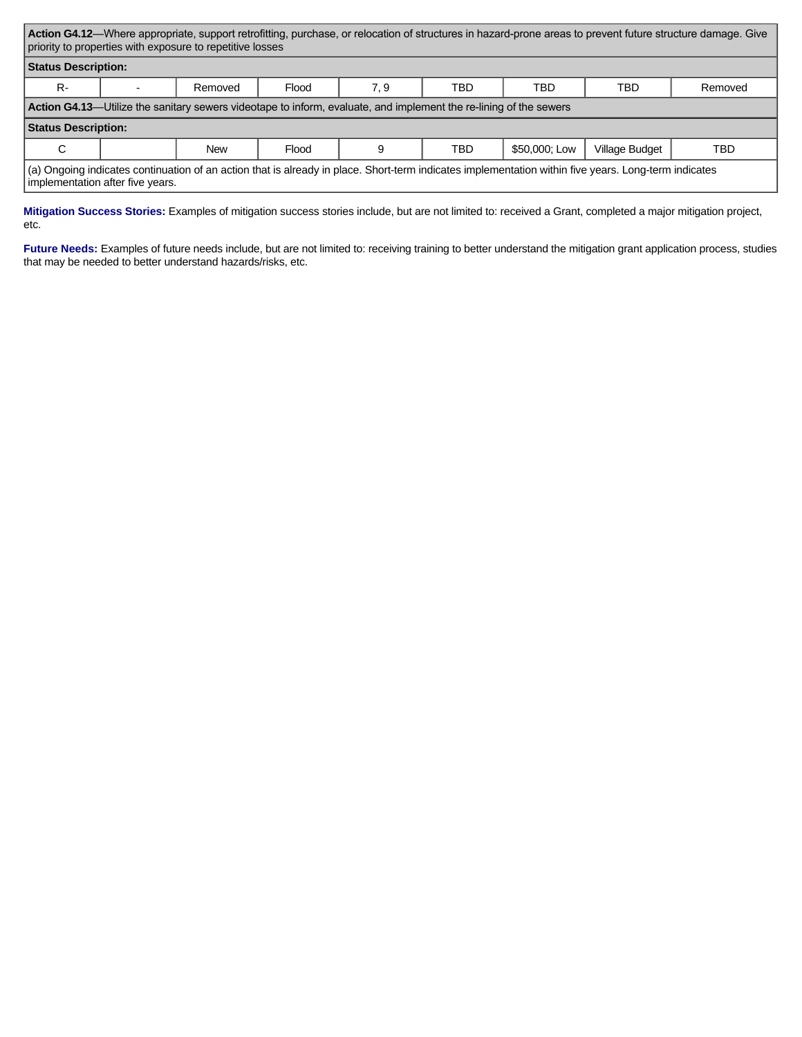| | | | | | | | | |
|---|---|---|---|---|---|---|---|---|
| **Action G4.12**—Where appropriate, support retrofitting, purchase, or relocation of structures in hazard-prone areas to prevent future structure damage. Give priority to properties with exposure to repetitive losses | | | | | | | | |
| **Status Description:** | | | | | | | | |
| R- | - | Removed | Flood | 7, 9 | TBD | TBD | TBD | Removed |
| **Action G4.13**—Utilize the sanitary sewers videotape to inform, evaluate, and implement the re-lining of the sewers | | | | | | | | |
| **Status Description:** | | | | | | | | |
| C | | New | Flood | 9 | TBD | $50,000; Low | Village Budget | TBD |
| (a) Ongoing indicates continuation of an action that is already in place. Short-term indicates implementation within five years. Long-term indicates implementation after five years. | | | | | | | | |

**Mitigation Success Stories:** Examples of mitigation success stories include, but are not limited to: received a Grant, completed a major mitigation project, etc.

**Future Needs:** Examples of future needs include, but are not limited to: receiving training to better understand the mitigation grant application process, studies that may be needed to better understand hazards/risks, etc.